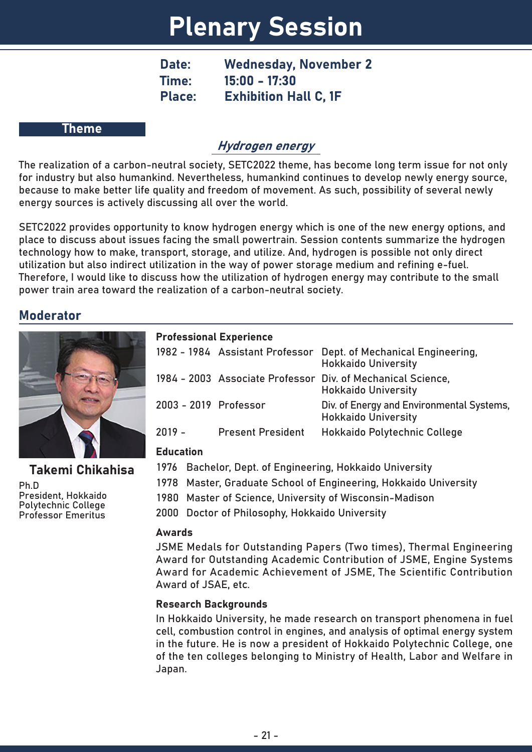# Plenary Session

**Date:** Wednesday, November 2
**Time:** 15:00 - 17:30
**Place:** Exhibition Hall C, 1F

## Theme

***Hydrogen energy***

The realization of a carbon-neutral society, SETC2022 theme, has become long term issue for not only for industry but also humankind. Nevertheless, humankind continues to develop newly energy source, because to make better life quality and freedom of movement. As such, possibility of several newly energy sources is actively discussing all over the world.

SETC2022 provides opportunity to know hydrogen energy which is one of the new energy options, and place to discuss about issues facing the small powertrain. Session contents summarize the hydrogen technology how to make, transport, storage, and utilize. And, hydrogen is possible not only direct utilization but also indirect utilization in the way of power storage medium and refining e-fuel. Therefore, I would like to discuss how the utilization of hydrogen energy may contribute to the small power train area toward the realization of a carbon-neutral society.

## Moderator

**Takemi Chikahisa**

Ph.D
President, Hokkaido Polytechnic College
Professor Emeritus

**Professional Experience**

| | | |
|---|---|---|
| 1982 - 1984 | Assistant Professor | Dept. of Mechanical Engineering, Hokkaido University |
| 1984 - 2003 | Associate Professor | Div. of Mechanical Science, Hokkaido University |
| 2003 - 2019 | Professor | Div. of Energy and Environmental Systems, Hokkaido University |
| 2019 - | Present President | Hokkaido Polytechnic College |

**Education**

1976 Bachelor, Dept. of Engineering, Hokkaido University
1978 Master, Graduate School of Engineering, Hokkaido University
1980 Master of Science, University of Wisconsin-Madison
2000 Doctor of Philosophy, Hokkaido University

**Awards**

JSME Medals for Outstanding Papers (Two times), Thermal Engineering Award for Outstanding Academic Contribution of JSME, Engine Systems Award for Academic Achievement of JSME, The Scientific Contribution Award of JSAE, etc.

**Research Backgrounds**

In Hokkaido University, he made research on transport phenomena in fuel cell, combustion control in engines, and analysis of optimal energy system in the future. He is now a president of Hokkaido Polytechnic College, one of the ten colleges belonging to Ministry of Health, Labor and Welfare in Japan.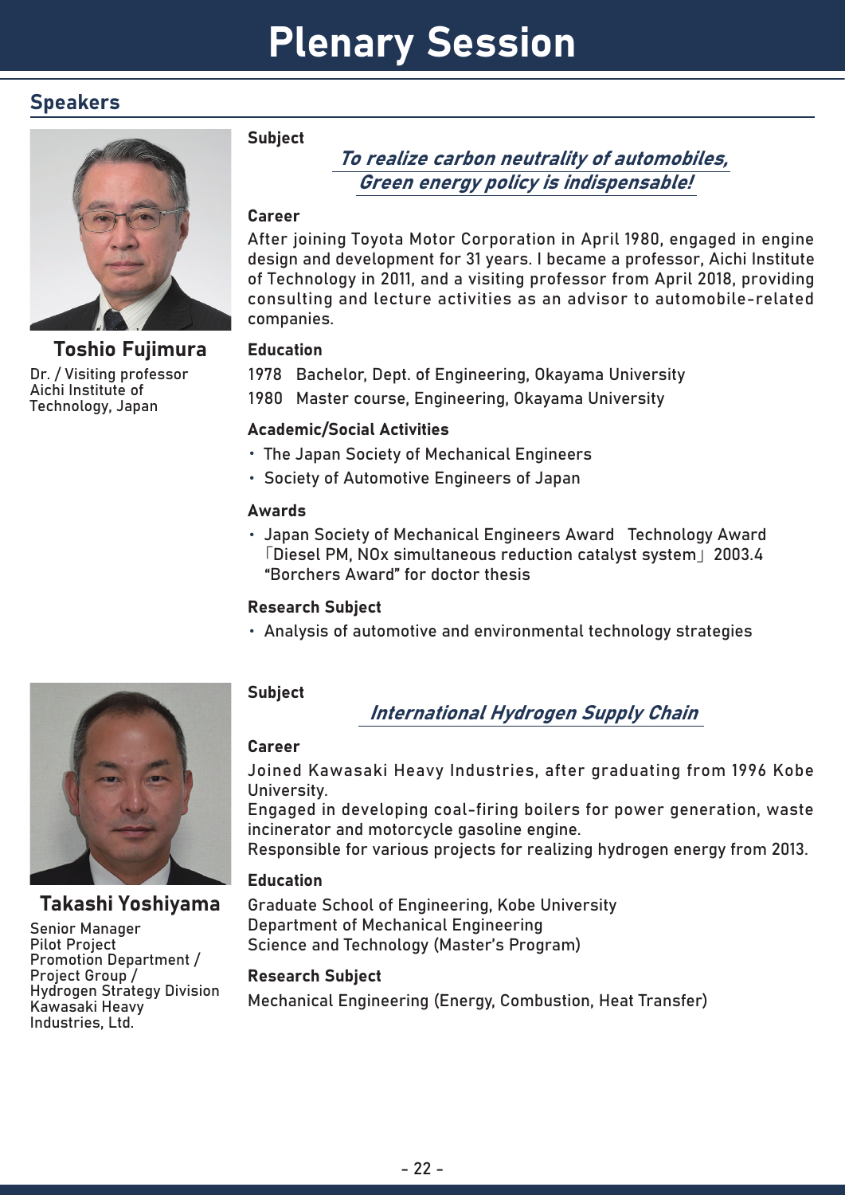# Plenary Session

## Speakers

### Toshio Fujimura

Dr. / Visiting professor
Aichi Institute of Technology, Japan

**Subject**

***To realize carbon neutrality of automobiles, Green energy policy is indispensable!***

**Career**

After joining Toyota Motor Corporation in April 1980, engaged in engine design and development for 31 years. I became a professor, Aichi Institute of Technology in 2011, and a visiting professor from April 2018, providing consulting and lecture activities as an advisor to automobile-related companies.

**Education**

1978 Bachelor, Dept. of Engineering, Okayama University
1980 Master course, Engineering, Okayama University

**Academic/Social Activities**

- The Japan Society of Mechanical Engineers
- Society of Automotive Engineers of Japan

**Awards**

- Japan Society of Mechanical Engineers Award Technology Award 「Diesel PM, NOx simultaneous reduction catalyst system」 2003.4 "Borchers Award" for doctor thesis

**Research Subject**

- Analysis of automotive and environmental technology strategies

### Takashi Yoshiyama

Senior Manager
Pilot Project Promotion Department / Project Group / Hydrogen Strategy Division
Kawasaki Heavy Industries, Ltd.

**Subject**

***International Hydrogen Supply Chain***

**Career**

Joined Kawasaki Heavy Industries, after graduating from 1996 Kobe University.
Engaged in developing coal-firing boilers for power generation, waste incinerator and motorcycle gasoline engine.
Responsible for various projects for realizing hydrogen energy from 2013.

**Education**

Graduate School of Engineering, Kobe University
Department of Mechanical Engineering
Science and Technology (Master's Program)

**Research Subject**

Mechanical Engineering (Energy, Combustion, Heat Transfer)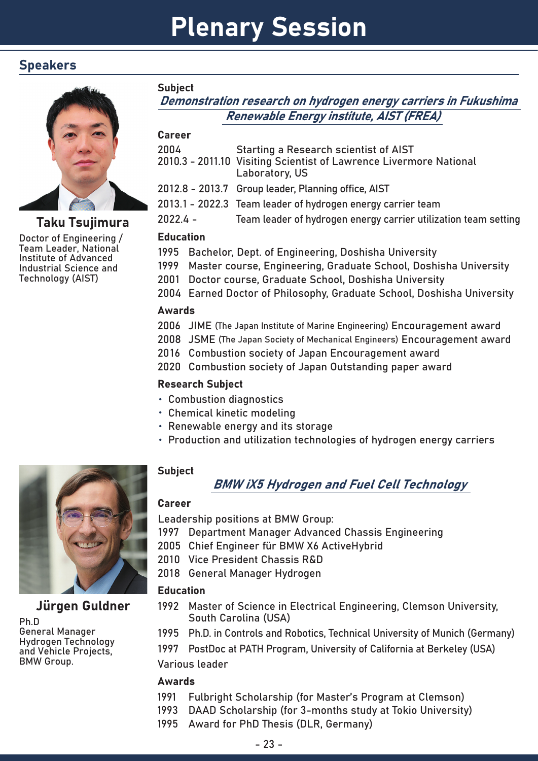# Plenary Session

## Speakers

### Taku Tsujimura

Doctor of Engineering / Team Leader, National Institute of Advanced Industrial Science and Technology (AIST)

**Subject**

***Demonstration research on hydrogen energy carriers in Fukushima Renewable Energy institute, AIST (FREA)***

**Career**

| | |
|---|---|
| 2004 | Starting a Research scientist of AIST |
| 2010.3 - 2011.10 | Visiting Scientist of Lawrence Livermore National Laboratory, US |
| 2012.8 - 2013.7 | Group leader, Planning office, AIST |
| 2013.1 - 2022.3 | Team leader of hydrogen energy carrier team |
| 2022.4 - | Team leader of hydrogen energy carrier utilization team setting |

**Education**

1995 Bachelor, Dept. of Engineering, Doshisha University
1999 Master course, Engineering, Graduate School, Doshisha University
2001 Doctor course, Graduate School, Doshisha University
2004 Earned Doctor of Philosophy, Graduate School, Doshisha University

**Awards**

2006 JIME (The Japan Institute of Marine Engineering) Encouragement award
2008 JSME (The Japan Society of Mechanical Engineers) Encouragement award
2016 Combustion society of Japan Encouragement award
2020 Combustion society of Japan Outstanding paper award

**Research Subject**

- Combustion diagnostics
- Chemical kinetic modeling
- Renewable energy and its storage
- Production and utilization technologies of hydrogen energy carriers

### Jürgen Guldner

Ph.D
General Manager Hydrogen Technology and Vehicle Projects, BMW Group.

**Subject**

***BMW iX5 Hydrogen and Fuel Cell Technology***

**Career**

Leadership positions at BMW Group:
1997 Department Manager Advanced Chassis Engineering
2005 Chief Engineer für BMW X6 ActiveHybrid
2010 Vice President Chassis R&D
2018 General Manager Hydrogen

**Education**

1992 Master of Science in Electrical Engineering, Clemson University, South Carolina (USA)
1995 Ph.D. in Controls and Robotics, Technical University of Munich (Germany)
1997 PostDoc at PATH Program, University of California at Berkeley (USA)
Various leader

**Awards**

1991 Fulbright Scholarship (for Master's Program at Clemson)
1993 DAAD Scholarship (for 3-months study at Tokio University)
1995 Award for PhD Thesis (DLR, Germany)